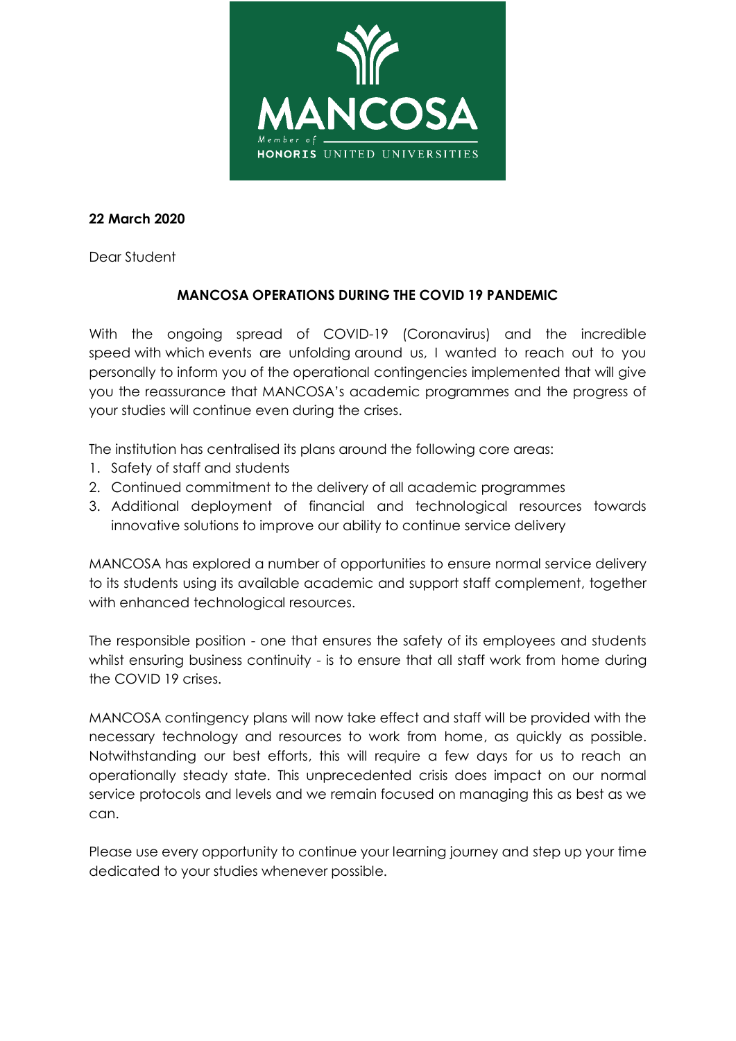**22 March 2020**

Dear Student

**MANCOSA OPERATIONS DURING THE COVID 19 PANDEMIC**

With the ongoing spread of COVID-19 (Coronavirus) and the incredible speed with which events are unfolding around us, I wanted to reach out to you personally to inform you of the operational contingencies implemented that will give you the reassurance that MANCOSA's academic programmes and the progress of your studies will continue even during the crises.

The institution has centralised its plans around the following core areas:

1. Safety of staff and students
2. Continued commitment to the delivery of all academic programmes
3. Additional deployment of financial and technological resources towards innovative solutions to improve our ability to continue service delivery

MANCOSA has explored a number of opportunities to ensure normal service delivery to its students using its available academic and support staff complement, together with enhanced technological resources.

The responsible position - one that ensures the safety of its employees and students whilst ensuring business continuity - is to ensure that all staff work from home during the COVID 19 crises.

MANCOSA contingency plans will now take effect and staff will be provided with the necessary technology and resources to work from home, as quickly as possible. Notwithstanding our best efforts, this will require a few days for us to reach an operationally steady state. This unprecedented crisis does impact on our normal service protocols and levels and we remain focused on managing this as best as we can.

Please use every opportunity to continue your learning journey and step up your time dedicated to your studies whenever possible.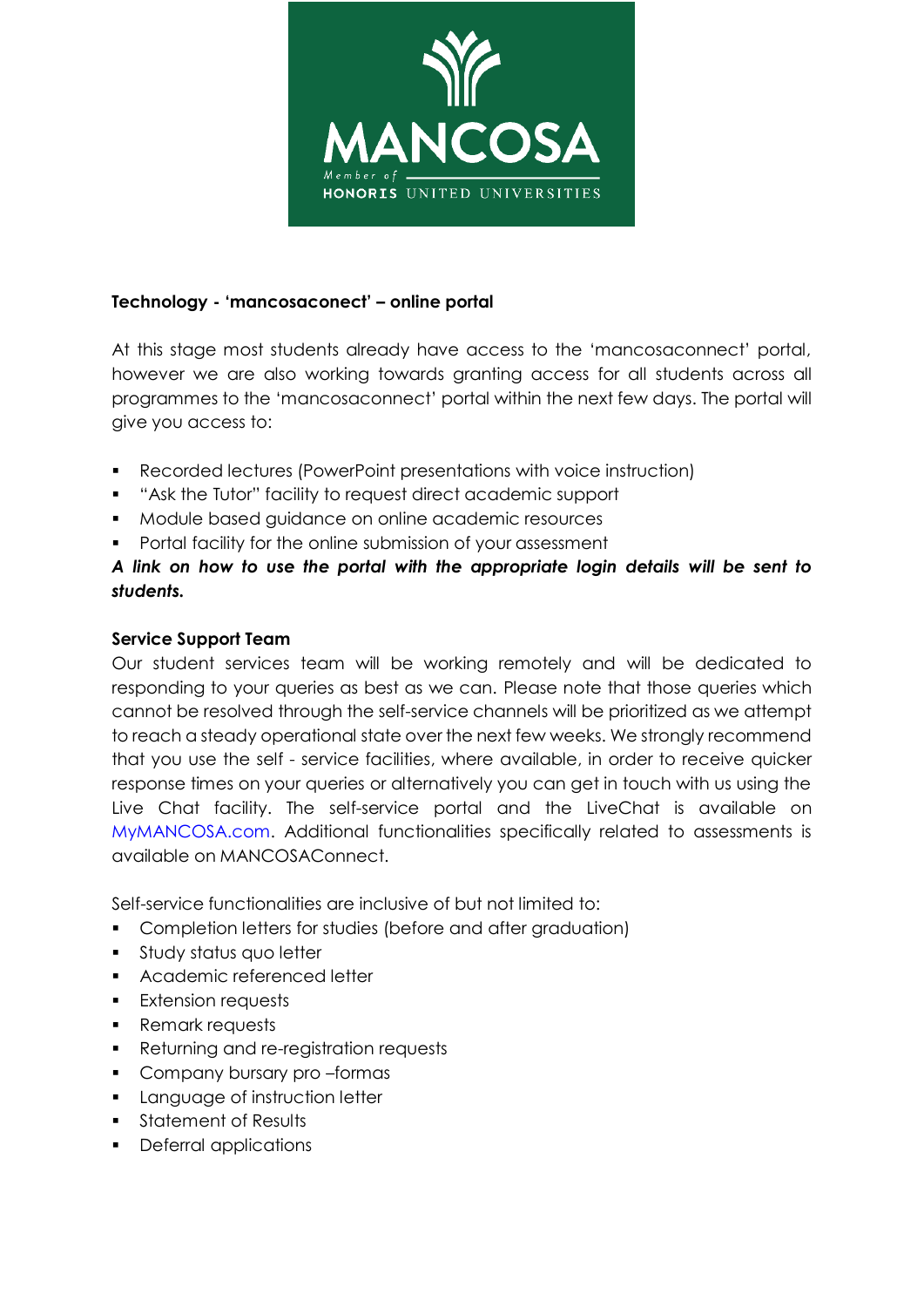**Technology - 'mancosaconect' – online portal**

At this stage most students already have access to the 'mancosaconnect' portal, however we are also working towards granting access for all students across all programmes to the 'mancosaconnect' portal within the next few days. The portal will give you access to:

- Recorded lectures (PowerPoint presentations with voice instruction)
- "Ask the Tutor" facility to request direct academic support
- Module based guidance on online academic resources
- Portal facility for the online submission of your assessment

***A link on how to use the portal with the appropriate login details will be sent to students.***

**Service Support Team**

Our student services team will be working remotely and will be dedicated to responding to your queries as best as we can. Please note that those queries which cannot be resolved through the self-service channels will be prioritized as we attempt to reach a steady operational state over the next few weeks. We strongly recommend that you use the self - service facilities, where available, in order to receive quicker response times on your queries or alternatively you can get in touch with us using the Live Chat facility. The self-service portal and the LiveChat is available on MyMANCOSA.com. Additional functionalities specifically related to assessments is available on MANCOSAConnect.

Self-service functionalities are inclusive of but not limited to:

- Completion letters for studies (before and after graduation)
- Study status quo letter
- Academic referenced letter
- Extension requests
- Remark requests
- Returning and re-registration requests
- Company bursary pro –formas
- Language of instruction letter
- Statement of Results
- Deferral applications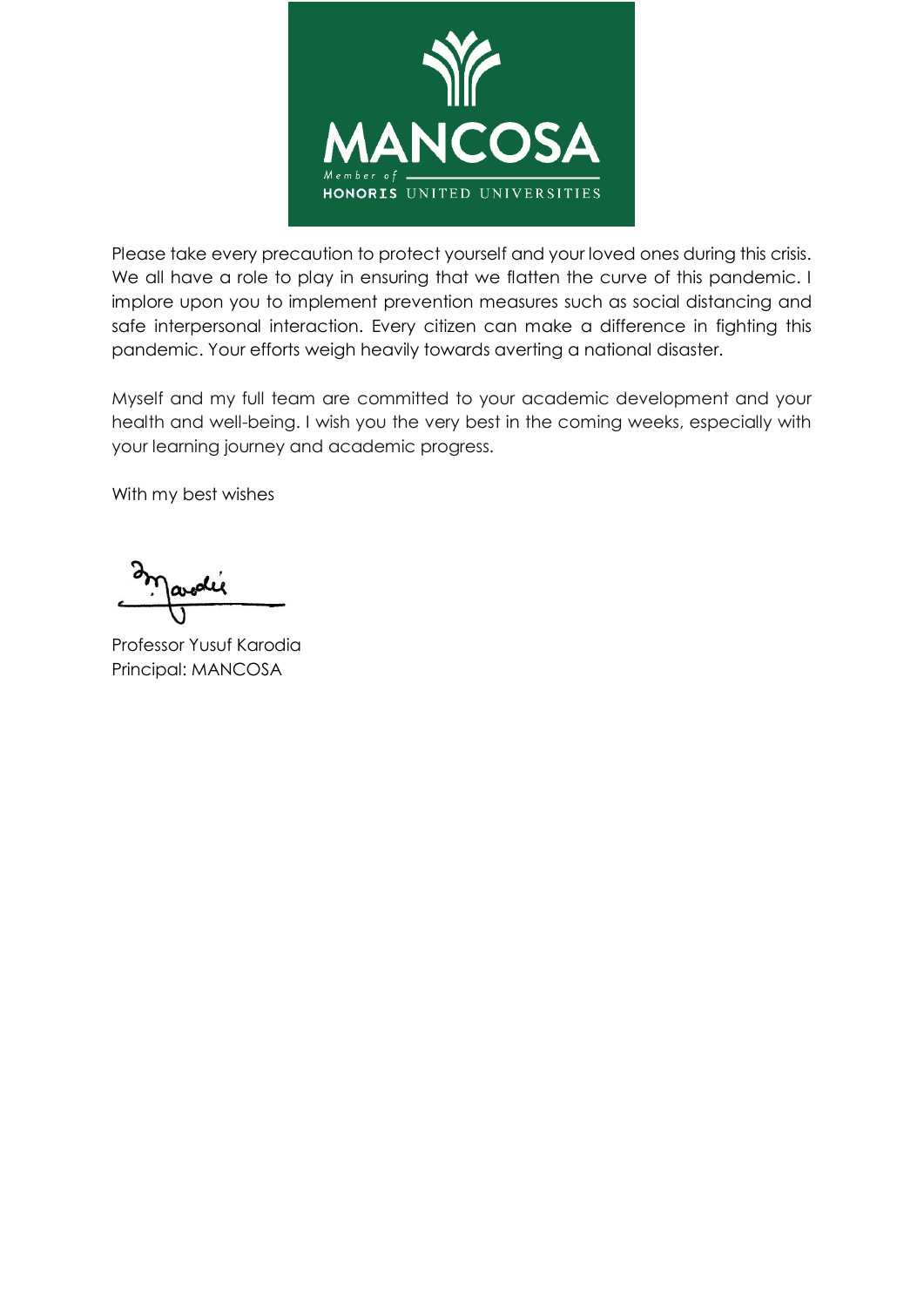Please take every precaution to protect yourself and your loved ones during this crisis. We all have a role to play in ensuring that we flatten the curve of this pandemic. I implore upon you to implement prevention measures such as social distancing and safe interpersonal interaction. Every citizen can make a difference in fighting this pandemic. Your efforts weigh heavily towards averting a national disaster.

Myself and my full team are committed to your academic development and your health and well-being. I wish you the very best in the coming weeks, especially with your learning journey and academic progress.

With my best wishes

Professor Yusuf Karodia
Principal: MANCOSA